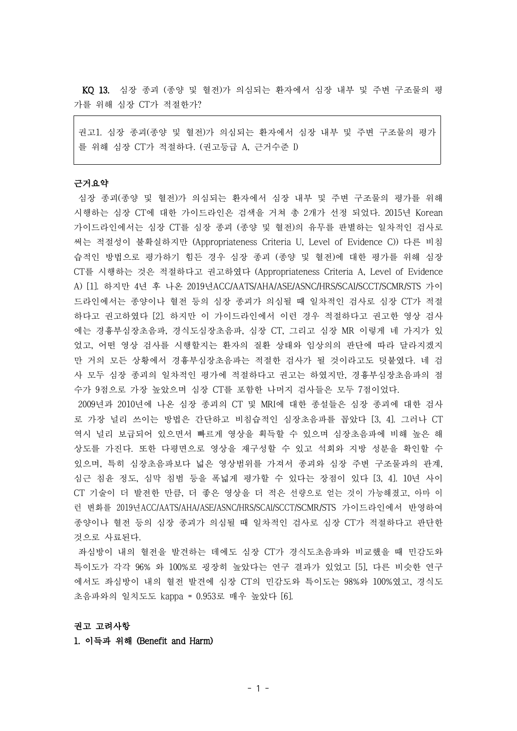**KQ 13.** 심장 종괴 (종양 및 혈전)가 의심되는 환자에서 심장 내부 및 주변 구조물의 평가를 위해 심장 CT가 적절한가?

> 권고1. 심장 종괴(종양 및 혈전)가 의심되는 환자에서 심장 내부 및 주변 구조물의 평가를 위해 심장 CT가 적절하다. (권고등급 A, 근거수준 I)

**근거요약**

심장 종괴(종양 및 혈전)가 의심되는 환자에서 심장 내부 및 주변 구조물의 평가를 위해 시행하는 심장 CT에 대한 가이드라인은 검색을 거쳐 총 2개가 선정 되었다. 2015년 Korean 가이드라인에서는 심장 CT를 심장 종괴 (종양 및 혈전)의 유무를 판별하는 일차적인 검사로 써는 적절성이 불확실하지만 (Appropriateness Criteria U, Level of Evidence C)) 다른 비침습적인 방법으로 평가하기 힘든 경우 심장 종괴 (종양 및 혈전)에 대한 평가를 위해 심장 CT를 시행하는 것은 적절하다고 권고하였다 (Appropriateness Criteria A, Level of Evidence A) [1]. 하지만 4년 후 나온 2019년ACC/AATS/AHA/ASE/ASNC/HRS/SCAI/SCCT/SCMR/STS 가이드라인에서는 종양이나 혈전 등의 심장 종괴가 의심될 때 일차적인 검사로 심장 CT가 적절하다고 권고하였다 [2]. 하지만 이 가이드라인에서 이런 경우 적절하다고 권고한 영상 검사에는 경흉부심장초음파, 경식도심장초음파, 심장 CT, 그리고 심장 MR 이렇게 네 가지가 있었고, 어떤 영상 검사를 시행할지는 환자의 질환 상태와 임상의의 판단에 따라 달라지겠지만 거의 모든 상황에서 경흉부심장초음파는 적절한 검사가 될 것이라고도 덧붙였다. 네 검사 모두 심장 종괴의 일차적인 평가에 적절하다고 권고는 하였지만, 경흉부심장초음파의 점수가 9점으로 가장 높았으며 심장 CT를 포함한 나머지 검사들은 모두 7점이었다.

2009년과 2010년에 나온 심장 종괴의 CT 및 MRI에 대한 종설들은 심장 종괴에 대한 검사로 가장 널리 쓰이는 방법은 간단하고 비침습적인 심장초음파를 꼽았다 [3, 4]. 그러나 CT 역시 널리 보급되어 있으면서 빠르게 영상을 획득할 수 있으며 심장초음파에 비해 높은 해상도를 가진다. 또한 다평면으로 영상을 재구성할 수 있고 석회와 지방 성분을 확인할 수 있으며, 특히 심장초음파보다 넓은 영상범위를 가져서 종괴와 심장 주변 구조물과의 관계, 심근 침윤 정도, 심막 침범 등을 폭넓게 평가할 수 있다는 장점이 있다 [3, 4]. 10년 사이 CT 기술이 더 발전한 만큼, 더 좋은 영상을 더 적은 선량으로 얻는 것이 가능해졌고, 아마 이런 변화를 2019년ACC/AATS/AHA/ASE/ASNC/HRS/SCAI/SCCT/SCMR/STS 가이드라인에서 반영하여 종양이나 혈전 등의 심장 종괴가 의심될 때 일차적인 검사로 심장 CT가 적절하다고 판단한 것으로 사료된다.

좌심방이 내의 혈전을 발견하는 데에도 심장 CT가 경식도초음파와 비교했을 때 민감도와 특이도가 각각 96% 와 100%로 굉장히 높았다는 연구 결과가 있었고 [5], 다른 비슷한 연구에서도 좌심방이 내의 혈전 발견에 심장 CT의 민감도와 특이도는 98%와 100%였고, 경식도초음파와의 일치도도 kappa = 0.953로 매우 높았다 [6].

**권고 고려사항**

**1. 이득과 위해 (Benefit and Harm)**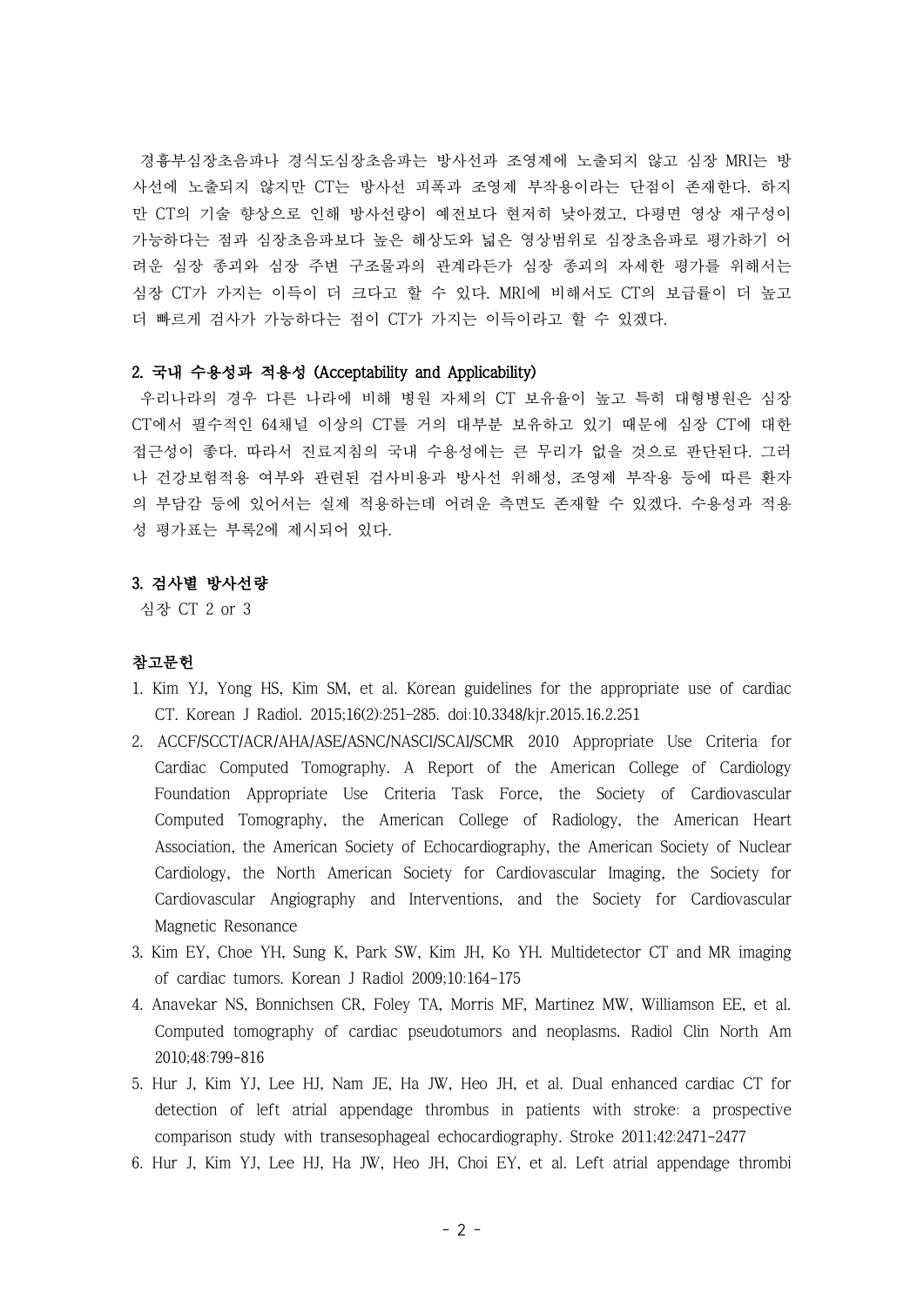경흉부심장초음파나 경식도심장초음파는 방사선과 조영제에 노출되지 않고 심장 MRI는 방사선에 노출되지 않지만 CT는 방사선 피폭과 조영제 부작용이라는 단점이 존재한다. 하지만 CT의 기술 향상으로 인해 방사선량이 예전보다 현저히 낮아졌고, 다평면 영상 재구성이 가능하다는 점과 심장초음파보다 높은 해상도와 넓은 영상범위로 심장초음파로 평가하기 어려운 심장 종괴와 심장 주변 구조물과의 관계라든가 심장 종괴의 자세한 평가를 위해서는 심장 CT가 가지는 이득이 더 크다고 할 수 있다. MRI에 비해서도 CT의 보급률이 더 높고 더 빠르게 검사가 가능하다는 점이 CT가 가지는 이득이라고 할 수 있겠다.

## 2. 국내 수용성과 적용성 (Acceptability and Applicability)

우리나라의 경우 다른 나라에 비해 병원 자체의 CT 보유율이 높고 특히 대형병원은 심장 CT에서 필수적인 64채널 이상의 CT를 거의 대부분 보유하고 있기 때문에 심장 CT에 대한 접근성이 좋다. 따라서 진료지침의 국내 수용성에는 큰 무리가 없을 것으로 판단된다. 그러나 건강보험적용 여부와 관련된 검사비용과 방사선 위해성, 조영제 부작용 등에 따른 환자의 부담감 등에 있어서는 실제 적용하는데 어려운 측면도 존재할 수 있겠다. 수용성과 적용성 평가표는 부록2에 제시되어 있다.

## 3. 검사별 방사선량

심장 CT 2 or 3

## 참고문헌

1. Kim YJ, Yong HS, Kim SM, et al. Korean guidelines for the appropriate use of cardiac CT. Korean J Radiol. 2015;16(2):251-285. doi:10.3348/kjr.2015.16.2.251
2. ACCF/SCCT/ACR/AHA/ASE/ASNC/NASCI/SCAI/SCMR 2010 Appropriate Use Criteria for Cardiac Computed Tomography. A Report of the American College of Cardiology Foundation Appropriate Use Criteria Task Force, the Society of Cardiovascular Computed Tomography, the American College of Radiology, the American Heart Association, the American Society of Echocardiography, the American Society of Nuclear Cardiology, the North American Society for Cardiovascular Imaging, the Society for Cardiovascular Angiography and Interventions, and the Society for Cardiovascular Magnetic Resonance
3. Kim EY, Choe YH, Sung K, Park SW, Kim JH, Ko YH. Multidetector CT and MR imaging of cardiac tumors. Korean J Radiol 2009;10:164-175
4. Anavekar NS, Bonnichsen CR, Foley TA, Morris MF, Martinez MW, Williamson EE, et al. Computed tomography of cardiac pseudotumors and neoplasms. Radiol Clin North Am 2010;48:799-816
5. Hur J, Kim YJ, Lee HJ, Nam JE, Ha JW, Heo JH, et al. Dual enhanced cardiac CT for detection of left atrial appendage thrombus in patients with stroke: a prospective comparison study with transesophageal echocardiography. Stroke 2011;42:2471-2477
6. Hur J, Kim YJ, Lee HJ, Ha JW, Heo JH, Choi EY, et al. Left atrial appendage thrombi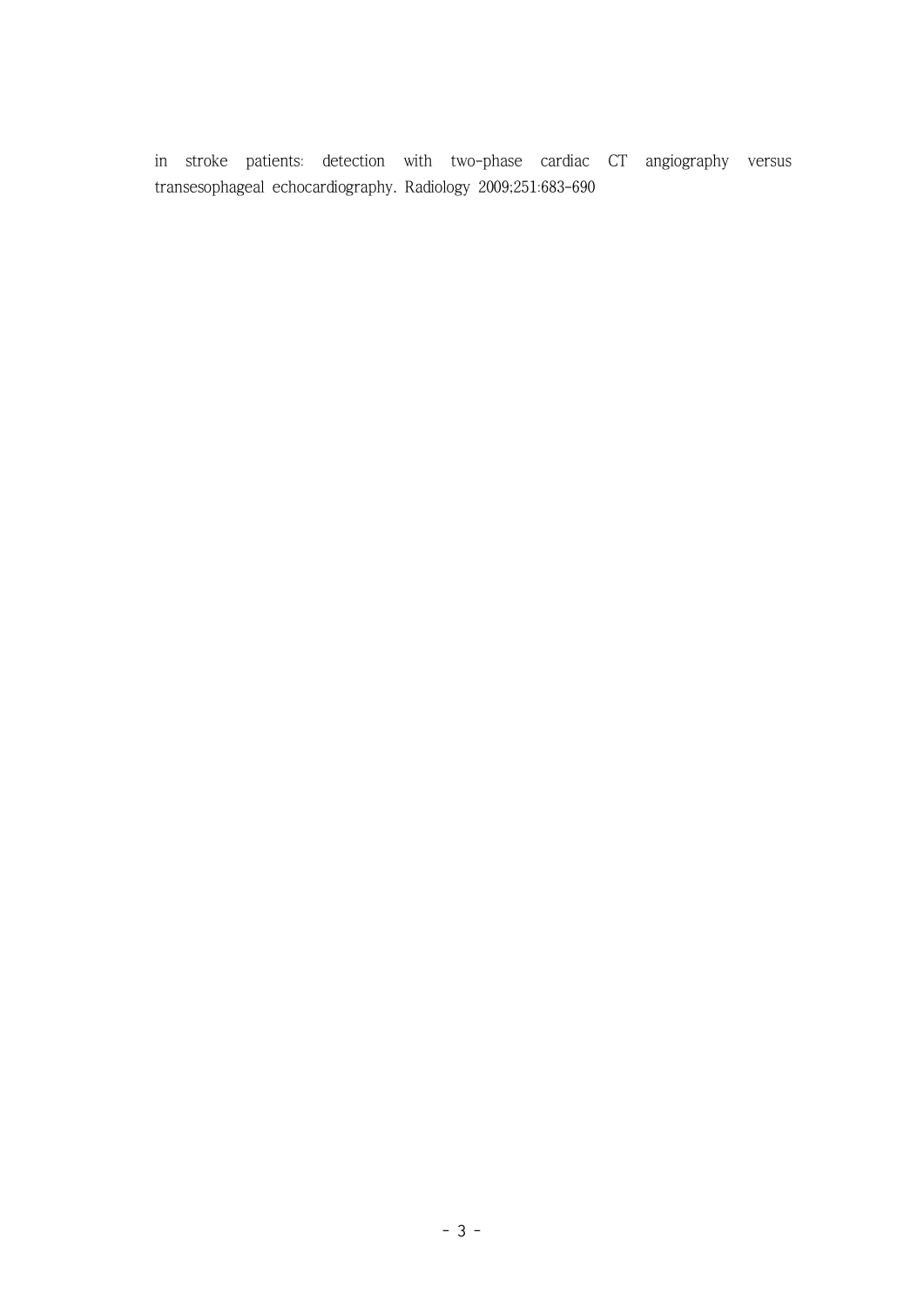in stroke patients: detection with two-phase cardiac CT angiography versus transesophageal echocardiography. Radiology 2009;251:683-690